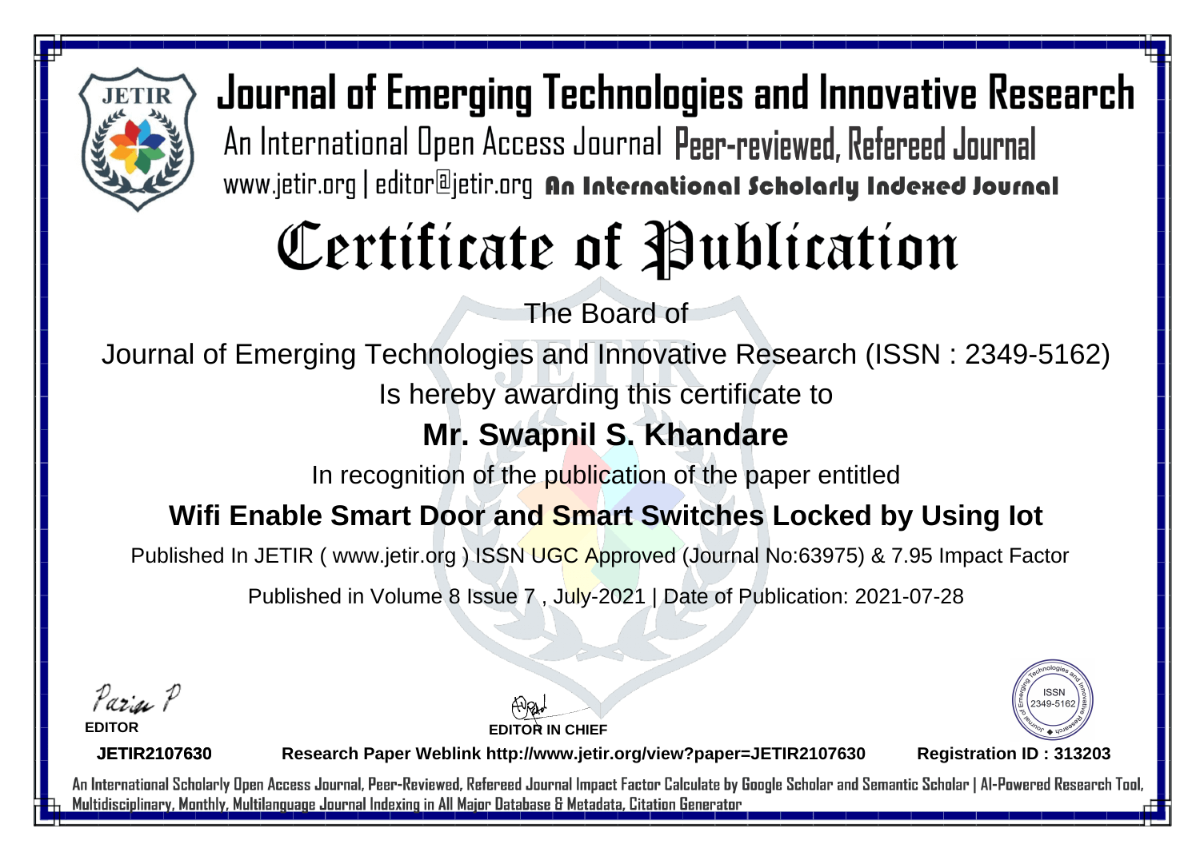# Journal of Emerging Technologies and Innovative Research

An International Open Access Journal Peer-reviewed, Refereed Journal

www.jetir.org | editor@jetir.org An International Scholarly Indexed Journal

# Certificate of Publication

The Board of

Journal of Emerging Technologies and Innovative Research (ISSN : 2349-5162)

Is hereby awarding this certificate to

## Mr. Swapnil S. Khandare

In recognition of the publication of the paper entitled

## Wifi Enable Smart Door and Smart Switches Locked by Using Iot

Published In JETIR ( www.jetir.org ) ISSN UGC Approved (Journal No:63975) & 7.95 Impact Factor

Published in Volume 8 Issue 7 , July-2021 | Date of Publication: 2021-07-28

**EDITOR**

**EDITOR IN CHIEF**

ISSN 2349-5162

**JETIR2107630** **Research Paper Weblink http://www.jetir.org/view?paper=JETIR2107630** **Registration ID : 313203**

An International Scholarly Open Access Journal, Peer-Reviewed, Refereed Journal Impact Factor Calculate by Google Scholar and Semantic Scholar | AI-Powered Research Tool, Multidisciplinary, Monthly, Multilanguage Journal Indexing in All Major Database & Metadata, Citation Generator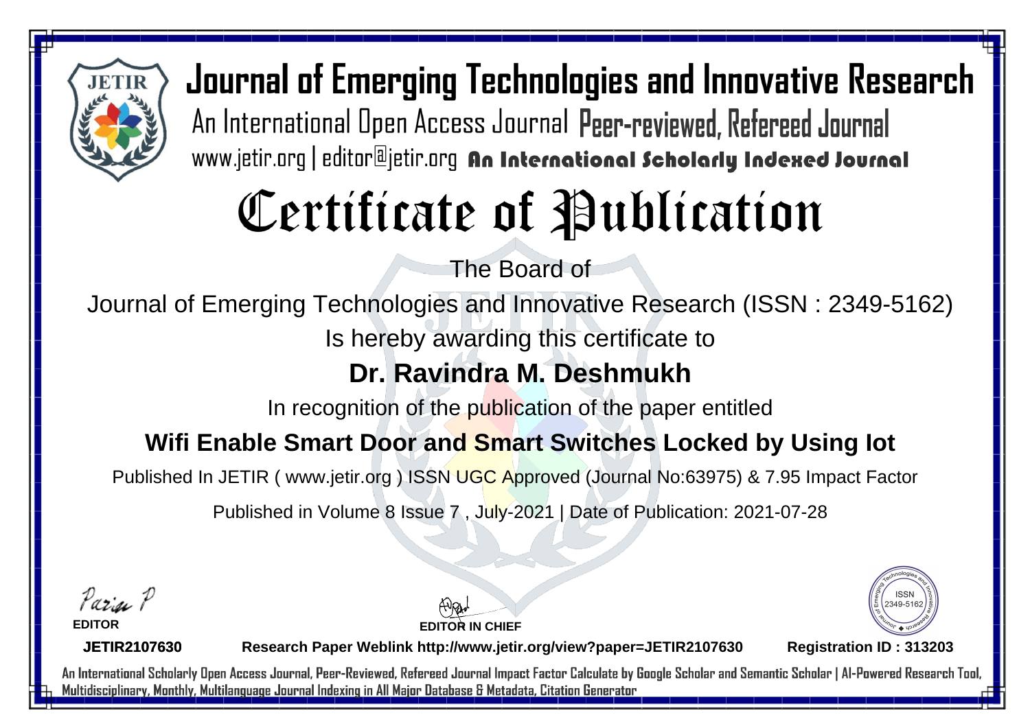# Journal of Emerging Technologies and Innovative Research

An International Open Access Journal Peer-reviewed, Refereed Journal

www.jetir.org | editor@jetir.org An International Scholarly Indexed Journal

# Certificate of Publication

The Board of

Journal of Emerging Technologies and Innovative Research (ISSN : 2349-5162)

Is hereby awarding this certificate to

## Dr. Ravindra M. Deshmukh

In recognition of the publication of the paper entitled

## Wifi Enable Smart Door and Smart Switches Locked by Using Iot

Published In JETIR ( www.jetir.org ) ISSN UGC Approved (Journal No:63975) & 7.95 Impact Factor

Published in Volume 8 Issue 7 , July-2021 | Date of Publication: 2021-07-28

**EDITOR**

**EDITOR IN CHIEF**

ISSN 2349-5162

**JETIR2107630** **Research Paper Weblink http://www.jetir.org/view?paper=JETIR2107630** **Registration ID : 313203**

An International Scholarly Open Access Journal, Peer-Reviewed, Refereed Journal Impact Factor Calculate by Google Scholar and Semantic Scholar | AI-Powered Research Tool, Multidisciplinary, Monthly, Multilanguage Journal Indexing in All Major Database & Metadata, Citation Generator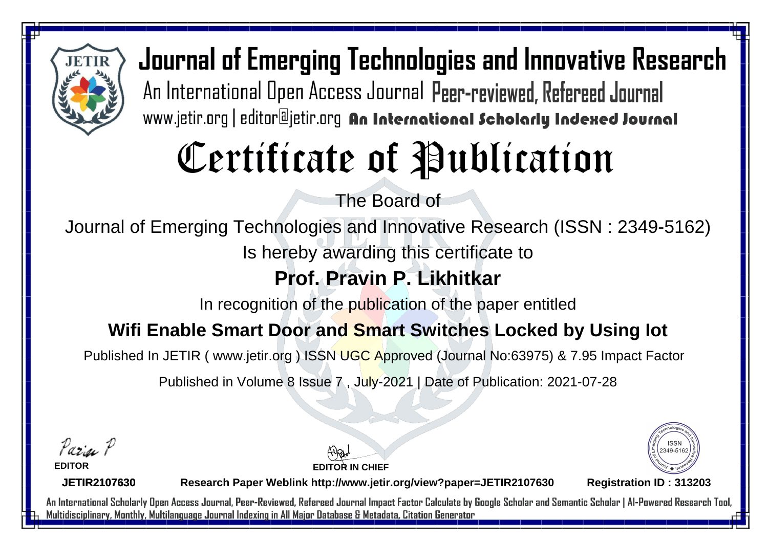# Journal of Emerging Technologies and Innovative Research

An International Open Access Journal Peer-reviewed, Refereed Journal

www.jetir.org | editor@jetir.org An International Scholarly Indexed Journal

# Certificate of Publication

The Board of

Journal of Emerging Technologies and Innovative Research (ISSN : 2349-5162)

Is hereby awarding this certificate to

## Prof. Pravin P. Likhitkar

In recognition of the publication of the paper entitled

## Wifi Enable Smart Door and Smart Switches Locked by Using Iot

Published In JETIR ( www.jetir.org ) ISSN UGC Approved (Journal No:63975) & 7.95 Impact Factor

Published in Volume 8 Issue 7 , July-2021 | Date of Publication: 2021-07-28

**EDITOR**

**EDITOR IN CHIEF**

ISSN 2349-5162

**JETIR2107630** **Research Paper Weblink http://www.jetir.org/view?paper=JETIR2107630** **Registration ID : 313203**

An International Scholarly Open Access Journal, Peer-Reviewed, Refereed Journal Impact Factor Calculate by Google Scholar and Semantic Scholar | AI-Powered Research Tool, Multidisciplinary, Monthly, Multilanguage Journal Indexing in All Major Database & Metadata, Citation Generator